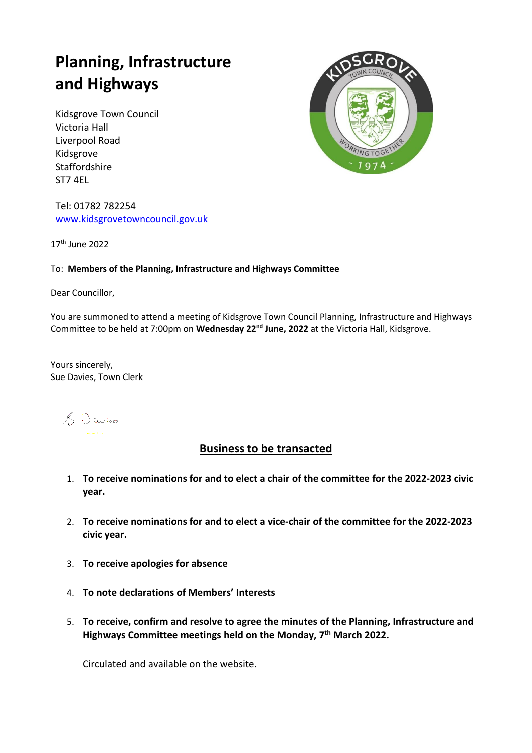# Planning, Infrastructure and Highways

Kidsgrove Town Council
Victoria Hall
Liverpool Road
Kidsgrove
Staffordshire
ST7 4EL

Tel: 01782 782254
www.kidsgrovetowncouncil.gov.uk

17th June 2022

To: **Members of the Planning, Infrastructure and Highways Committee**

Dear Councillor,

You are summoned to attend a meeting of Kidsgrove Town Council Planning, Infrastructure and Highways Committee to be held at 7:00pm on **Wednesday 22nd June, 2022** at the Victoria Hall, Kidsgrove.

Yours sincerely,
Sue Davies, Town Clerk

S Davies

## Business to be transacted

1. **To receive nominations for and to elect a chair of the committee for the 2022-2023 civic year.**

2. **To receive nominations for and to elect a vice-chair of the committee for the 2022-2023 civic year.**

3. **To receive apologies for absence**

4. **To note declarations of Members' Interests**

5. **To receive, confirm and resolve to agree the minutes of the Planning, Infrastructure and Highways Committee meetings held on the Monday, 7th March 2022.**

   Circulated and available on the website.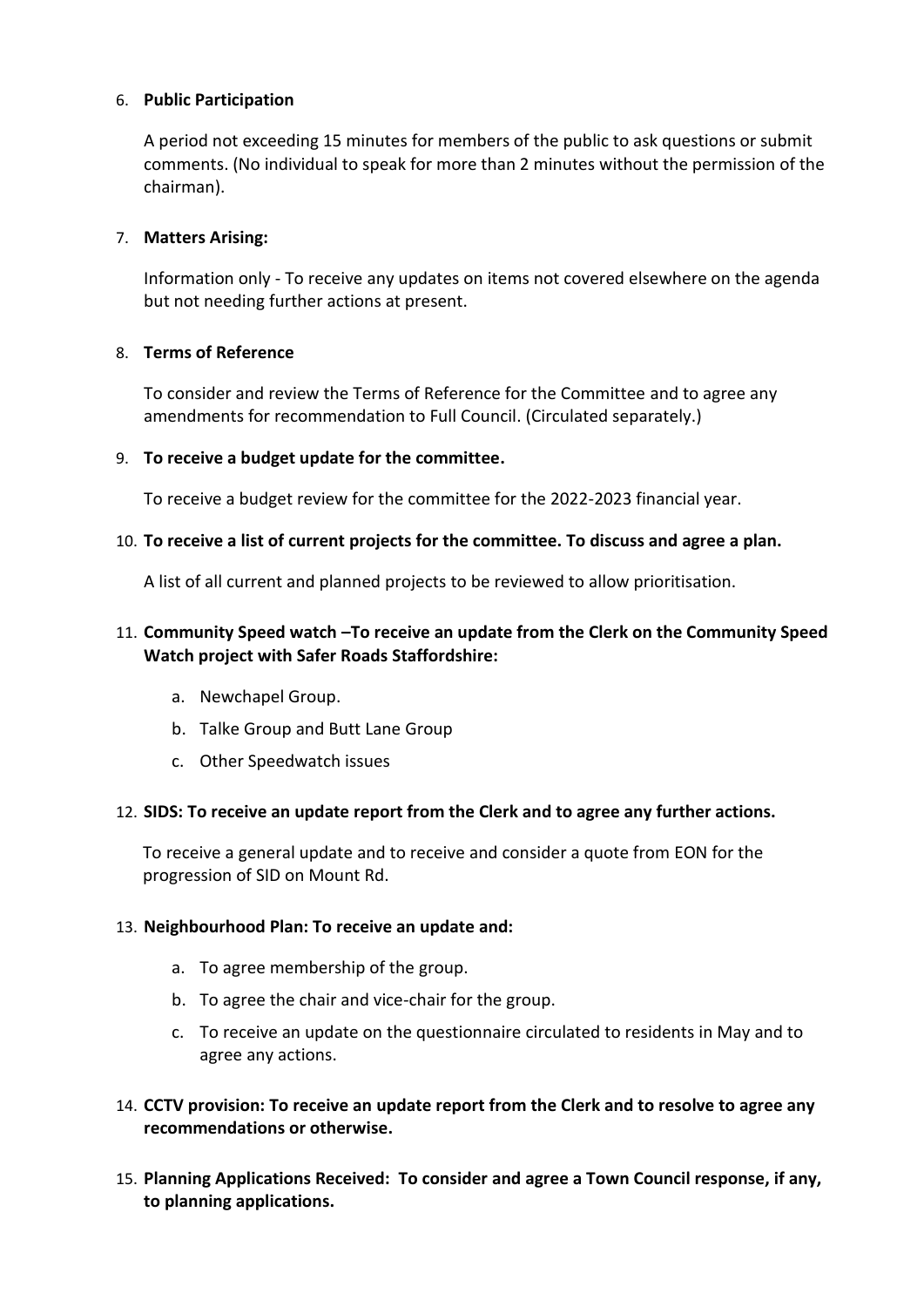6. **Public Participation**

   A period not exceeding 15 minutes for members of the public to ask questions or submit comments. (No individual to speak for more than 2 minutes without the permission of the chairman).

7. **Matters Arising:**

   Information only - To receive any updates on items not covered elsewhere on the agenda but not needing further actions at present.

8. **Terms of Reference**

   To consider and review the Terms of Reference for the Committee and to agree any amendments for recommendation to Full Council. (Circulated separately.)

9. **To receive a budget update for the committee.**

   To receive a budget review for the committee for the 2022-2023 financial year.

10. **To receive a list of current projects for the committee. To discuss and agree a plan.**

    A list of all current and planned projects to be reviewed to allow prioritisation.

11. **Community Speed watch –To receive an update from the Clerk on the Community Speed Watch project with Safer Roads Staffordshire:**

    a. Newchapel Group.
    b. Talke Group and Butt Lane Group
    c. Other Speedwatch issues

12. **SIDS: To receive an update report from the Clerk and to agree any further actions.**

    To receive a general update and to receive and consider a quote from EON for the progression of SID on Mount Rd.

13. **Neighbourhood Plan: To receive an update and:**

    a. To agree membership of the group.
    b. To agree the chair and vice-chair for the group.
    c. To receive an update on the questionnaire circulated to residents in May and to agree any actions.

14. **CCTV provision: To receive an update report from the Clerk and to resolve to agree any recommendations or otherwise.**

15. **Planning Applications Received: To consider and agree a Town Council response, if any, to planning applications.**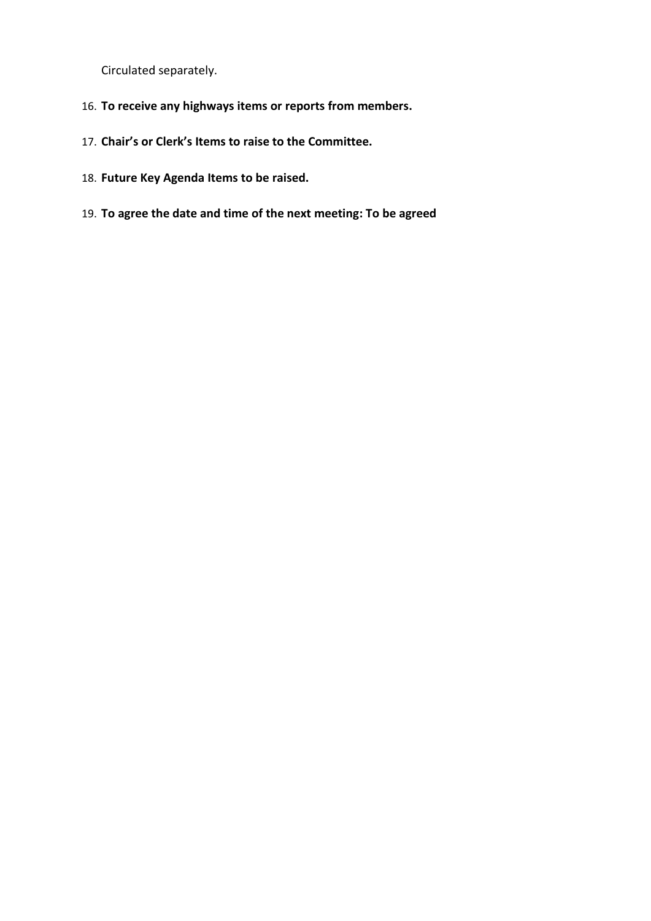Circulated separately.

16. **To receive any highways items or reports from members.**
17. **Chair's or Clerk's Items to raise to the Committee.**
18. **Future Key Agenda Items to be raised.**
19. **To agree the date and time of the next meeting: To be agreed**